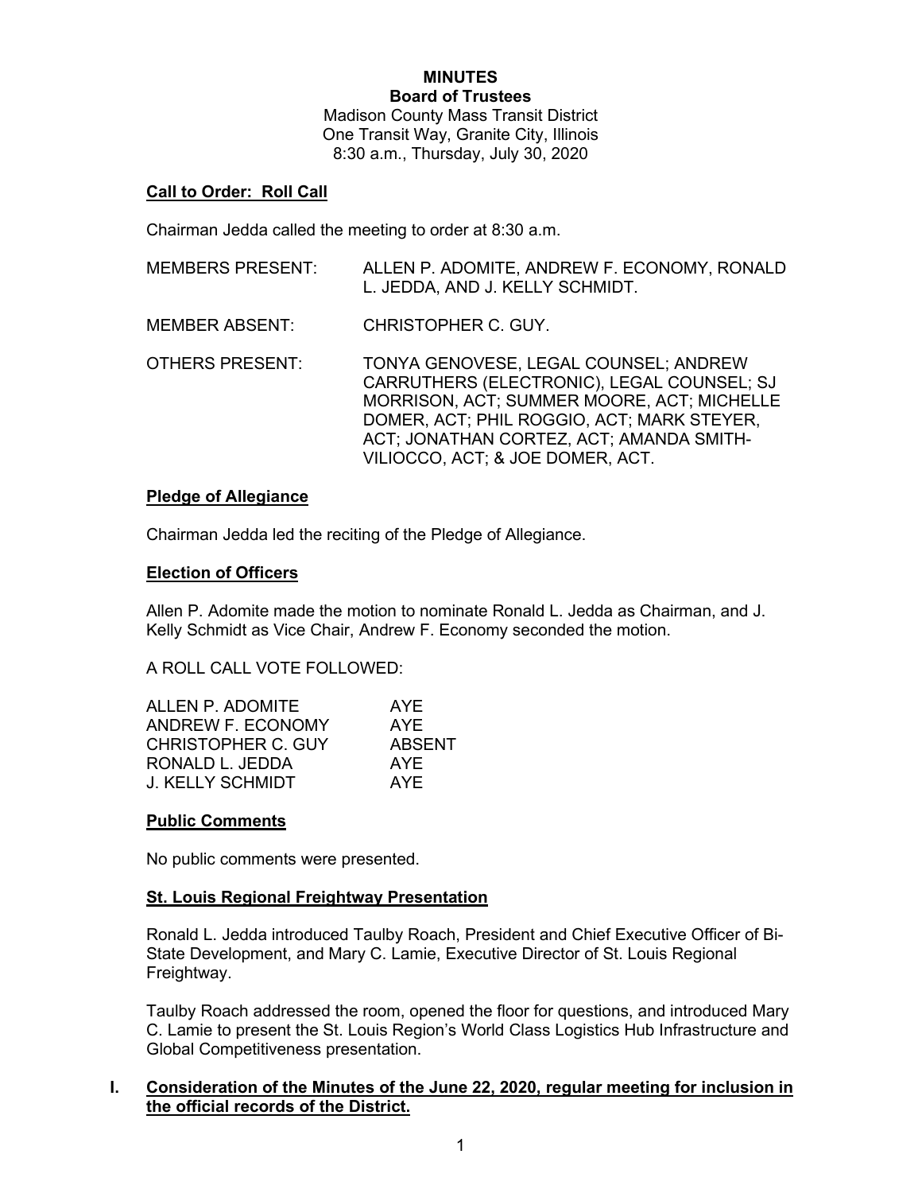# MINUTES
## Board of Trustees

Madison County Mass Transit District
One Transit Way, Granite City, Illinois
8:30 a.m., Thursday, July 30, 2020

### Call to Order: Roll Call

Chairman Jedda called the meeting to order at 8:30 a.m.

MEMBERS PRESENT: ALLEN P. ADOMITE, ANDREW F. ECONOMY, RONALD L. JEDDA, AND J. KELLY SCHMIDT.

MEMBER ABSENT: CHRISTOPHER C. GUY.

OTHERS PRESENT: TONYA GENOVESE, LEGAL COUNSEL; ANDREW CARRUTHERS (ELECTRONIC), LEGAL COUNSEL; SJ MORRISON, ACT; SUMMER MOORE, ACT; MICHELLE DOMER, ACT; PHIL ROGGIO, ACT; MARK STEYER, ACT; JONATHAN CORTEZ, ACT; AMANDA SMITH-VILIOCCO, ACT; & JOE DOMER, ACT.

### Pledge of Allegiance

Chairman Jedda led the reciting of the Pledge of Allegiance.

### Election of Officers

Allen P. Adomite made the motion to nominate Ronald L. Jedda as Chairman, and J. Kelly Schmidt as Vice Chair, Andrew F. Economy seconded the motion.

A ROLL CALL VOTE FOLLOWED:

| | |
|---|---|
| ALLEN P. ADOMITE | AYE |
| ANDREW F. ECONOMY | AYE |
| CHRISTOPHER C. GUY | ABSENT |
| RONALD L. JEDDA | AYE |
| J. KELLY SCHMIDT | AYE |

### Public Comments

No public comments were presented.

### St. Louis Regional Freightway Presentation

Ronald L. Jedda introduced Taulby Roach, President and Chief Executive Officer of Bi-State Development, and Mary C. Lamie, Executive Director of St. Louis Regional Freightway.

Taulby Roach addressed the room, opened the floor for questions, and introduced Mary C. Lamie to present the St. Louis Region's World Class Logistics Hub Infrastructure and Global Competitiveness presentation.

### I. Consideration of the Minutes of the June 22, 2020, regular meeting for inclusion in the official records of the District.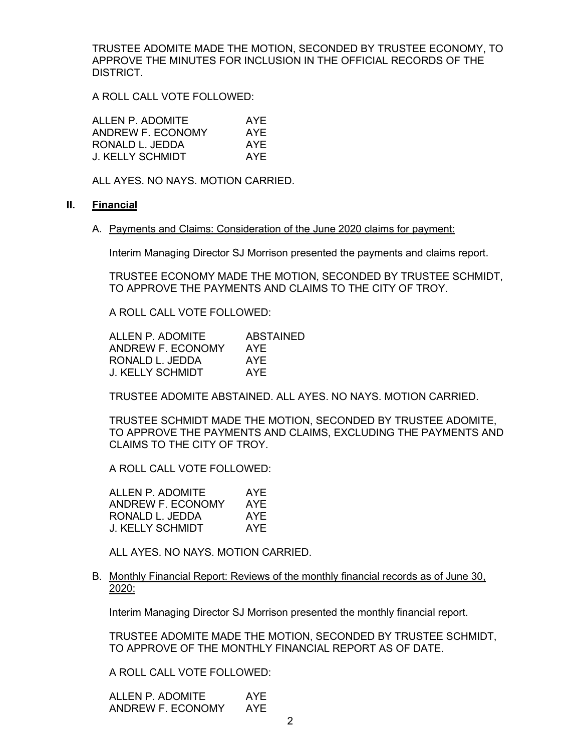TRUSTEE ADOMITE MADE THE MOTION, SECONDED BY TRUSTEE ECONOMY, TO APPROVE THE MINUTES FOR INCLUSION IN THE OFFICIAL RECORDS OF THE DISTRICT.

A ROLL CALL VOTE FOLLOWED:

| | |
|---|---|
| ALLEN P. ADOMITE | AYE |
| ANDREW F. ECONOMY | AYE |
| RONALD L. JEDDA | AYE |
| J. KELLY SCHMIDT | AYE |

ALL AYES. NO NAYS. MOTION CARRIED.

## II. **Financial**

A. Payments and Claims: Consideration of the June 2020 claims for payment:

Interim Managing Director SJ Morrison presented the payments and claims report.

TRUSTEE ECONOMY MADE THE MOTION, SECONDED BY TRUSTEE SCHMIDT, TO APPROVE THE PAYMENTS AND CLAIMS TO THE CITY OF TROY.

A ROLL CALL VOTE FOLLOWED:

| | |
|---|---|
| ALLEN P. ADOMITE | ABSTAINED |
| ANDREW F. ECONOMY | AYE |
| RONALD L. JEDDA | AYE |
| J. KELLY SCHMIDT | AYE |

TRUSTEE ADOMITE ABSTAINED. ALL AYES. NO NAYS. MOTION CARRIED.

TRUSTEE SCHMIDT MADE THE MOTION, SECONDED BY TRUSTEE ADOMITE, TO APPROVE THE PAYMENTS AND CLAIMS, EXCLUDING THE PAYMENTS AND CLAIMS TO THE CITY OF TROY.

A ROLL CALL VOTE FOLLOWED:

| | |
|---|---|
| ALLEN P. ADOMITE | AYE |
| ANDREW F. ECONOMY | AYE |
| RONALD L. JEDDA | AYE |
| J. KELLY SCHMIDT | AYE |

ALL AYES. NO NAYS. MOTION CARRIED.

B. Monthly Financial Report: Reviews of the monthly financial records as of June 30, 2020:

Interim Managing Director SJ Morrison presented the monthly financial report.

TRUSTEE ADOMITE MADE THE MOTION, SECONDED BY TRUSTEE SCHMIDT, TO APPROVE OF THE MONTHLY FINANCIAL REPORT AS OF DATE.

A ROLL CALL VOTE FOLLOWED:

| | |
|---|---|
| ALLEN P. ADOMITE | AYE |
| ANDREW F. ECONOMY | AYE |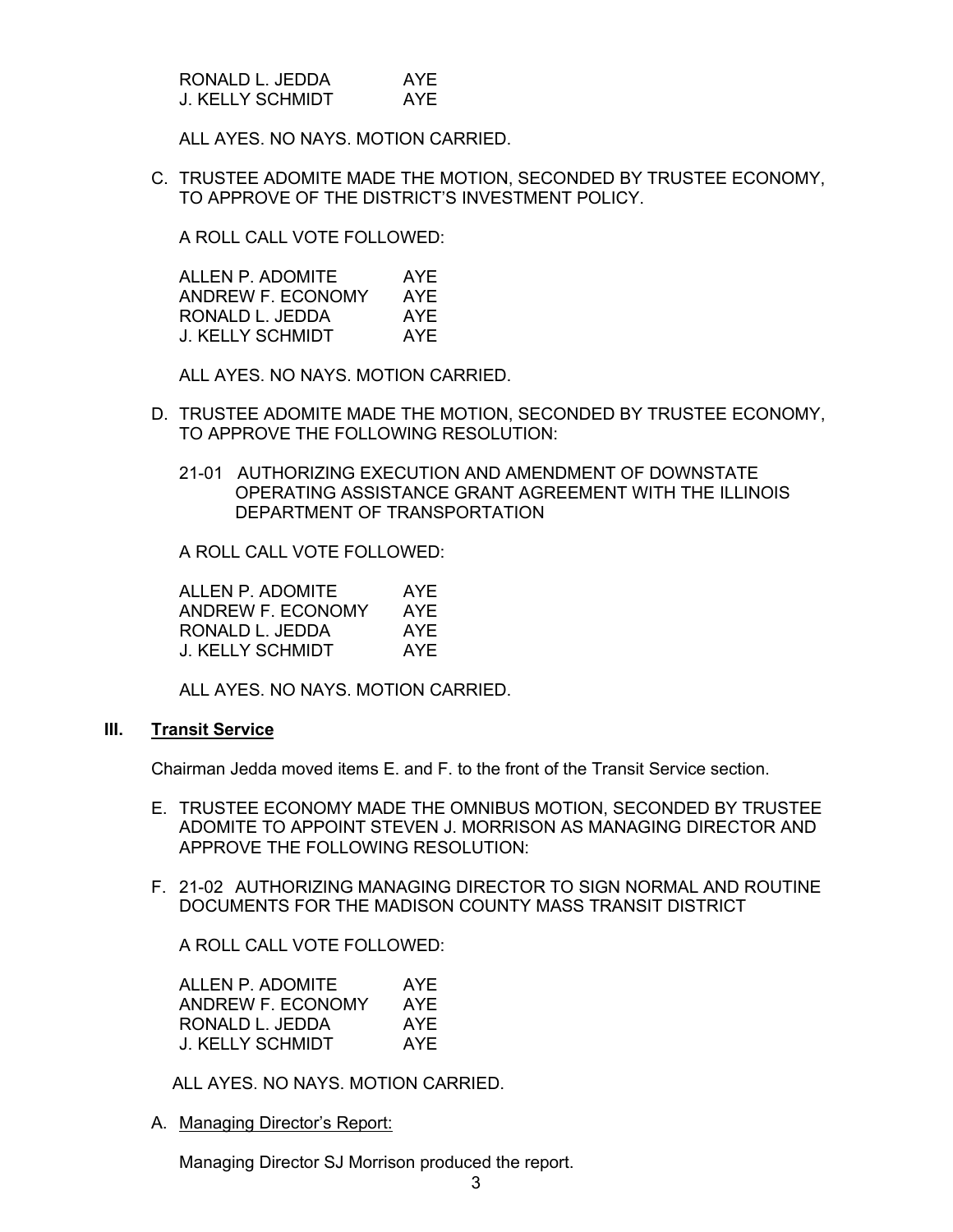RONALD L. JEDDA AYE
J. KELLY SCHMIDT AYE

ALL AYES. NO NAYS. MOTION CARRIED.

C. TRUSTEE ADOMITE MADE THE MOTION, SECONDED BY TRUSTEE ECONOMY, TO APPROVE OF THE DISTRICT'S INVESTMENT POLICY.

A ROLL CALL VOTE FOLLOWED:

ALLEN P. ADOMITE AYE
ANDREW F. ECONOMY AYE
RONALD L. JEDDA AYE
J. KELLY SCHMIDT AYE

ALL AYES. NO NAYS. MOTION CARRIED.

D. TRUSTEE ADOMITE MADE THE MOTION, SECONDED BY TRUSTEE ECONOMY, TO APPROVE THE FOLLOWING RESOLUTION:

21-01 AUTHORIZING EXECUTION AND AMENDMENT OF DOWNSTATE OPERATING ASSISTANCE GRANT AGREEMENT WITH THE ILLINOIS DEPARTMENT OF TRANSPORTATION

A ROLL CALL VOTE FOLLOWED:

ALLEN P. ADOMITE AYE
ANDREW F. ECONOMY AYE
RONALD L. JEDDA AYE
J. KELLY SCHMIDT AYE

ALL AYES. NO NAYS. MOTION CARRIED.

## III. Transit Service

Chairman Jedda moved items E. and F. to the front of the Transit Service section.

E. TRUSTEE ECONOMY MADE THE OMNIBUS MOTION, SECONDED BY TRUSTEE ADOMITE TO APPOINT STEVEN J. MORRISON AS MANAGING DIRECTOR AND APPROVE THE FOLLOWING RESOLUTION:

F. 21-02 AUTHORIZING MANAGING DIRECTOR TO SIGN NORMAL AND ROUTINE DOCUMENTS FOR THE MADISON COUNTY MASS TRANSIT DISTRICT

A ROLL CALL VOTE FOLLOWED:

ALLEN P. ADOMITE AYE
ANDREW F. ECONOMY AYE
RONALD L. JEDDA AYE
J. KELLY SCHMIDT AYE

ALL AYES. NO NAYS. MOTION CARRIED.

A. Managing Director's Report:

Managing Director SJ Morrison produced the report.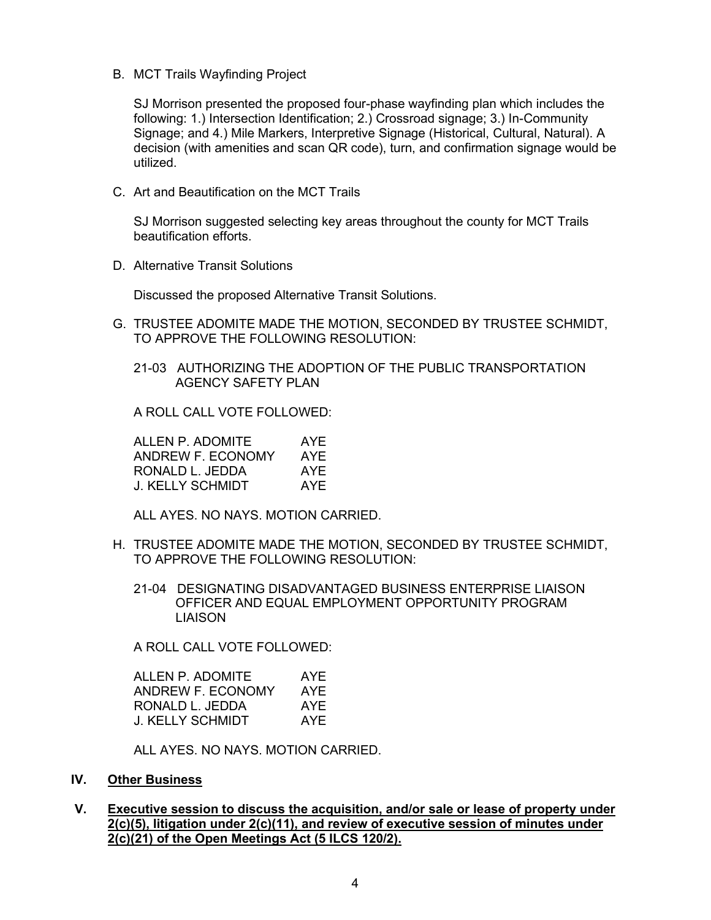B. MCT Trails Wayfinding Project

SJ Morrison presented the proposed four-phase wayfinding plan which includes the following: 1.) Intersection Identification; 2.) Crossroad signage; 3.) In-Community Signage; and 4.) Mile Markers, Interpretive Signage (Historical, Cultural, Natural). A decision (with amenities and scan QR code), turn, and confirmation signage would be utilized.

C. Art and Beautification on the MCT Trails

SJ Morrison suggested selecting key areas throughout the county for MCT Trails beautification efforts.

D. Alternative Transit Solutions

Discussed the proposed Alternative Transit Solutions.

G. TRUSTEE ADOMITE MADE THE MOTION, SECONDED BY TRUSTEE SCHMIDT, TO APPROVE THE FOLLOWING RESOLUTION:

21-03 AUTHORIZING THE ADOPTION OF THE PUBLIC TRANSPORTATION AGENCY SAFETY PLAN

A ROLL CALL VOTE FOLLOWED:

| | |
|---|---|
| ALLEN P. ADOMITE | AYE |
| ANDREW F. ECONOMY | AYE |
| RONALD L. JEDDA | AYE |
| J. KELLY SCHMIDT | AYE |

ALL AYES. NO NAYS. MOTION CARRIED.

H. TRUSTEE ADOMITE MADE THE MOTION, SECONDED BY TRUSTEE SCHMIDT, TO APPROVE THE FOLLOWING RESOLUTION:

21-04 DESIGNATING DISADVANTAGED BUSINESS ENTERPRISE LIAISON OFFICER AND EQUAL EMPLOYMENT OPPORTUNITY PROGRAM LIAISON

A ROLL CALL VOTE FOLLOWED:

| | |
|---|---|
| ALLEN P. ADOMITE | AYE |
| ANDREW F. ECONOMY | AYE |
| RONALD L. JEDDA | AYE |
| J. KELLY SCHMIDT | AYE |

ALL AYES. NO NAYS. MOTION CARRIED.

## IV. <u>Other Business</u>

## V. <u>Executive session to discuss the acquisition, and/or sale or lease of property under 2(c)(5), litigation under 2(c)(11), and review of executive session of minutes under 2(c)(21) of the Open Meetings Act (5 ILCS 120/2).</u>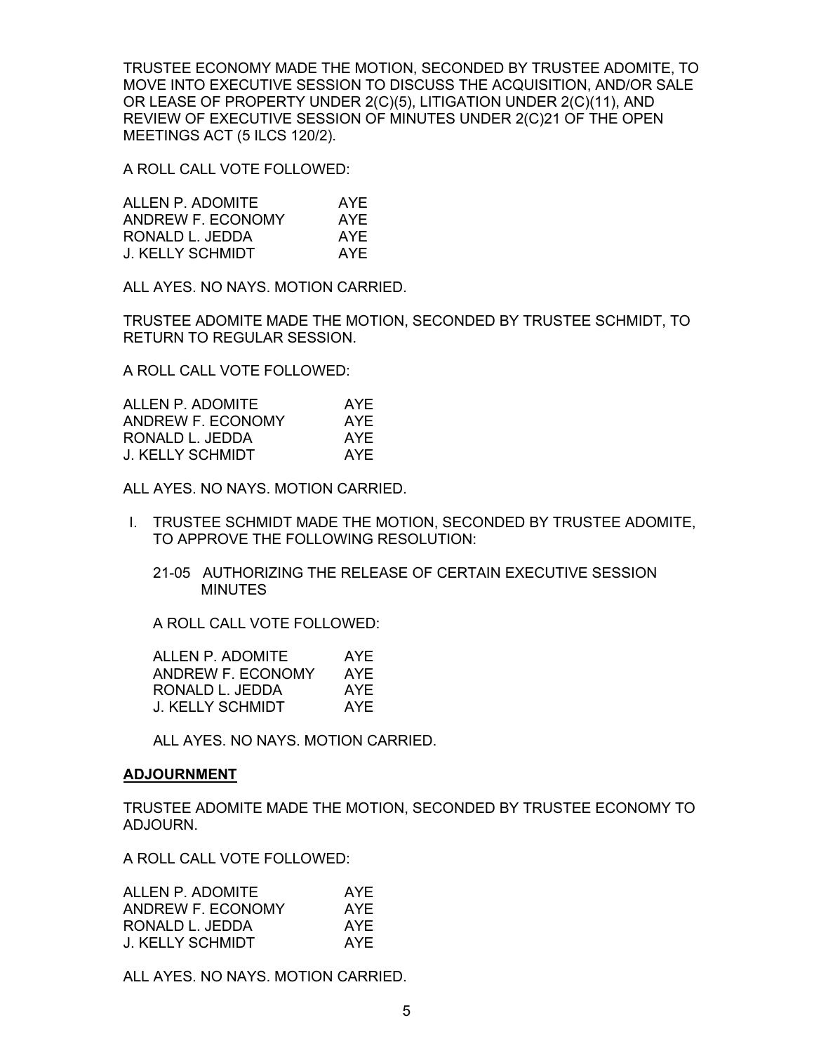TRUSTEE ECONOMY MADE THE MOTION, SECONDED BY TRUSTEE ADOMITE, TO MOVE INTO EXECUTIVE SESSION TO DISCUSS THE ACQUISITION, AND/OR SALE OR LEASE OF PROPERTY UNDER 2(C)(5), LITIGATION UNDER 2(C)(11), AND REVIEW OF EXECUTIVE SESSION OF MINUTES UNDER 2(C)21 OF THE OPEN MEETINGS ACT (5 ILCS 120/2).

A ROLL CALL VOTE FOLLOWED:

| | |
|---|---|
| ALLEN P. ADOMITE | AYE |
| ANDREW F. ECONOMY | AYE |
| RONALD L. JEDDA | AYE |
| J. KELLY SCHMIDT | AYE |

ALL AYES. NO NAYS. MOTION CARRIED.

TRUSTEE ADOMITE MADE THE MOTION, SECONDED BY TRUSTEE SCHMIDT, TO RETURN TO REGULAR SESSION.

A ROLL CALL VOTE FOLLOWED:

| | |
|---|---|
| ALLEN P. ADOMITE | AYE |
| ANDREW F. ECONOMY | AYE |
| RONALD L. JEDDA | AYE |
| J. KELLY SCHMIDT | AYE |

ALL AYES. NO NAYS. MOTION CARRIED.

I. TRUSTEE SCHMIDT MADE THE MOTION, SECONDED BY TRUSTEE ADOMITE, TO APPROVE THE FOLLOWING RESOLUTION:

   21-05 AUTHORIZING THE RELEASE OF CERTAIN EXECUTIVE SESSION MINUTES

   A ROLL CALL VOTE FOLLOWED:

   | | |
   |---|---|
   | ALLEN P. ADOMITE | AYE |
   | ANDREW F. ECONOMY | AYE |
   | RONALD L. JEDDA | AYE |
   | J. KELLY SCHMIDT | AYE |

   ALL AYES. NO NAYS. MOTION CARRIED.

**ADJOURNMENT**

TRUSTEE ADOMITE MADE THE MOTION, SECONDED BY TRUSTEE ECONOMY TO ADJOURN.

A ROLL CALL VOTE FOLLOWED:

| | |
|---|---|
| ALLEN P. ADOMITE | AYE |
| ANDREW F. ECONOMY | AYE |
| RONALD L. JEDDA | AYE |
| J. KELLY SCHMIDT | AYE |

ALL AYES. NO NAYS. MOTION CARRIED.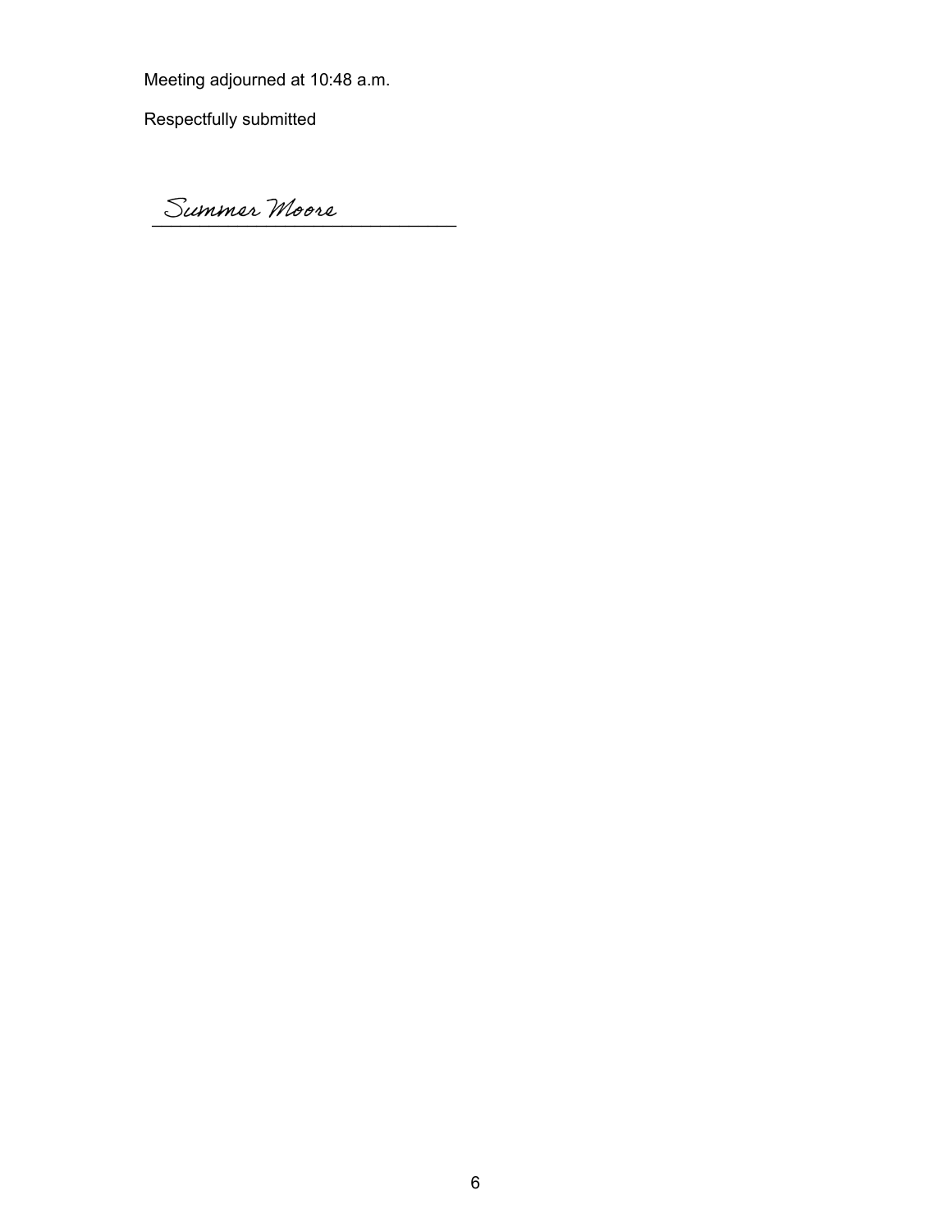Meeting adjourned at 10:48 a.m.

Respectfully submitted

Summer Moore